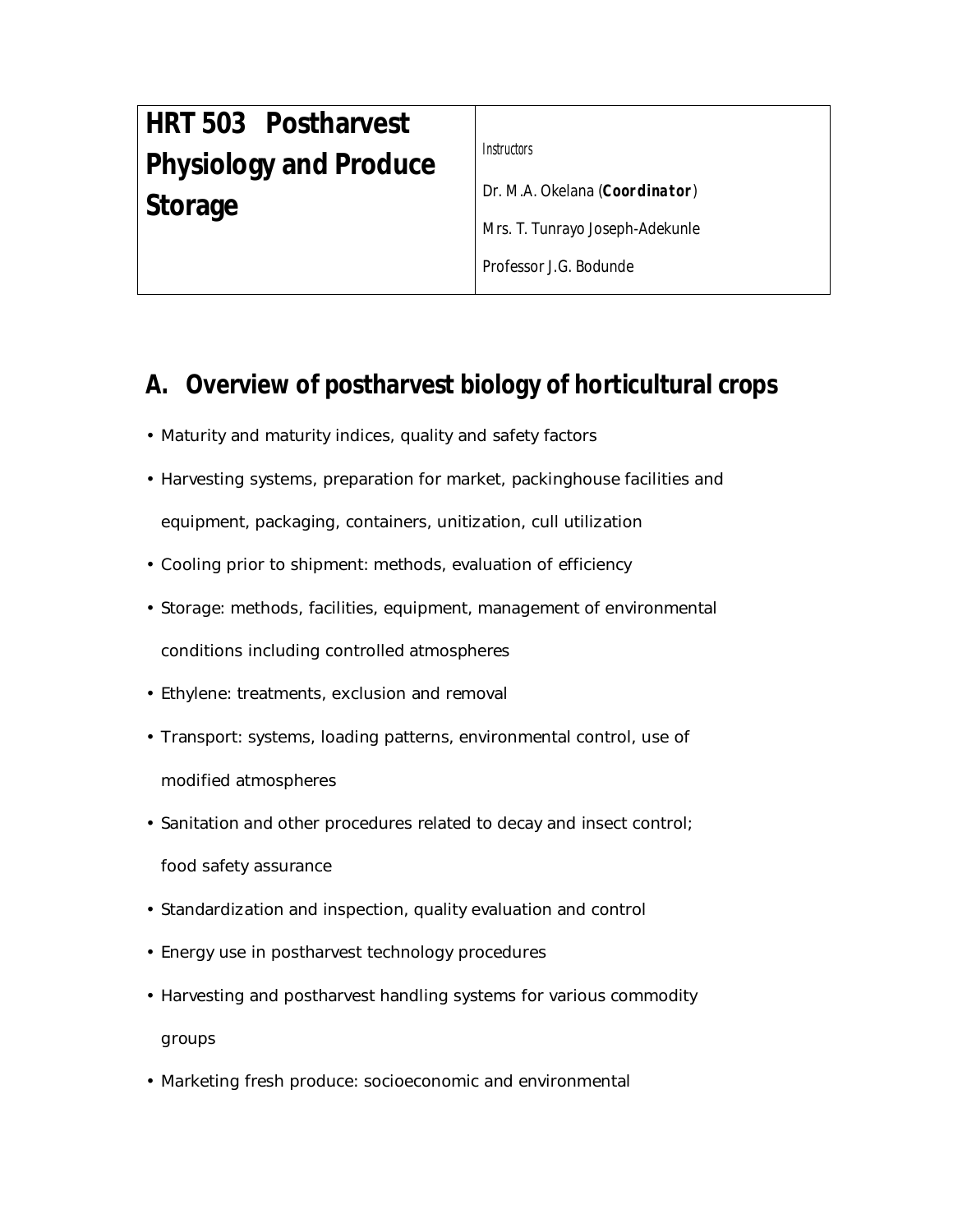| HRT 503 Postharvest Physiology and Produce Storage | Instructors<br>Dr. M.A. Okelana (**Coordinator**)<br>Mrs. T. Tunrayo Joseph-Adekunle<br>Professor J.G. Bodunde |
| --- | --- |

## A. Overview of postharvest biology of horticultural crops

- Maturity and maturity indices, quality and safety factors
- Harvesting systems, preparation for market, packinghouse facilities and equipment, packaging, containers, unitization, cull utilization
- Cooling prior to shipment: methods, evaluation of efficiency
- Storage: methods, facilities, equipment, management of environmental conditions including controlled atmospheres
- Ethylene: treatments, exclusion and removal
- Transport: systems, loading patterns, environmental control, use of modified atmospheres
- Sanitation and other procedures related to decay and insect control; food safety assurance
- Standardization and inspection, quality evaluation and control
- Energy use in postharvest technology procedures
- Harvesting and postharvest handling systems for various commodity groups
- Marketing fresh produce: socioeconomic and environmental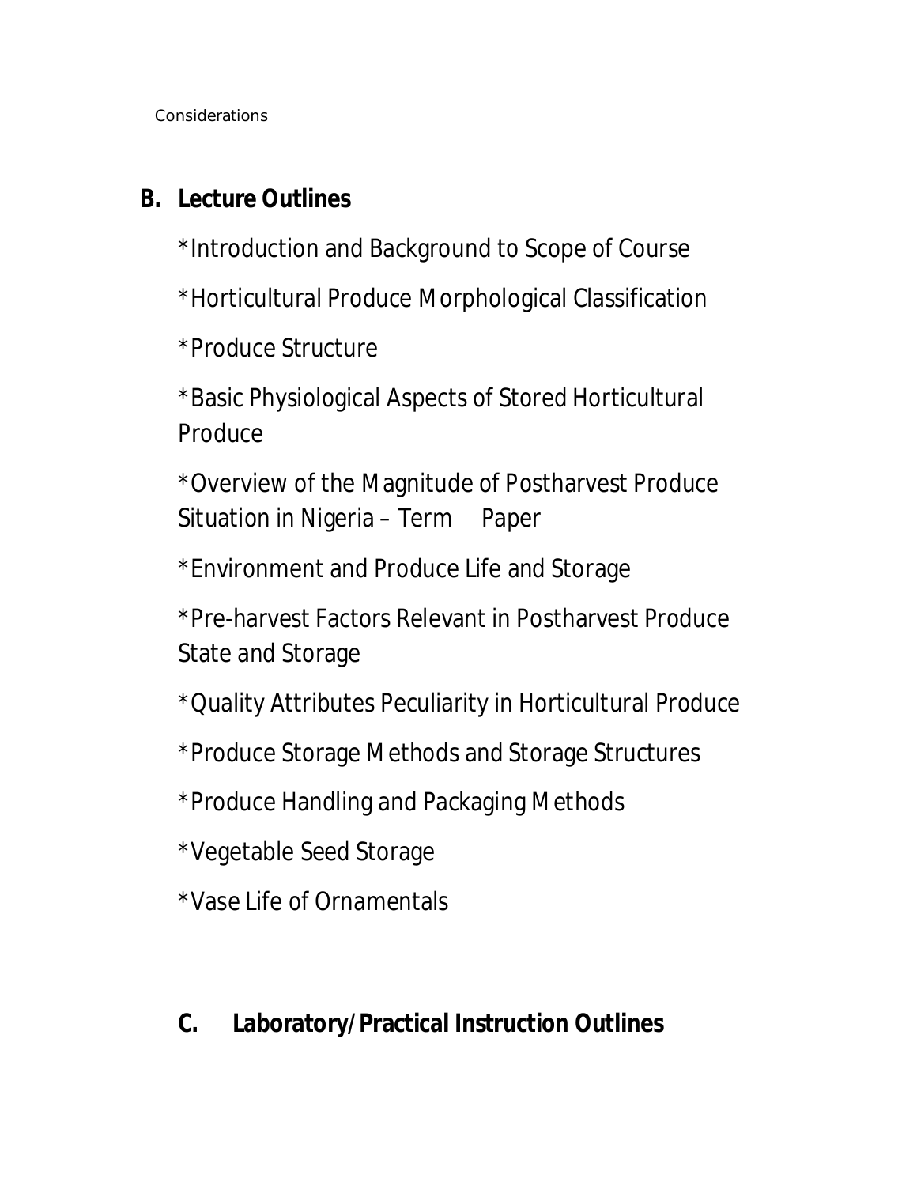Considerations

## B. Lecture Outlines

*Introduction and Background to Scope of Course

*Horticultural Produce Morphological Classification

*Produce Structure

*Basic Physiological Aspects of Stored Horticultural Produce

*Overview of the Magnitude of Postharvest Produce Situation in Nigeria – Term Paper

*Environment and Produce Life and Storage

*Pre-harvest Factors Relevant in Postharvest Produce State and Storage

*Quality Attributes Peculiarity in Horticultural Produce

*Produce Storage Methods and Storage Structures

*Produce Handling and Packaging Methods

*Vegetable Seed Storage

*Vase Life of Ornamentals

## C. Laboratory/Practical Instruction Outlines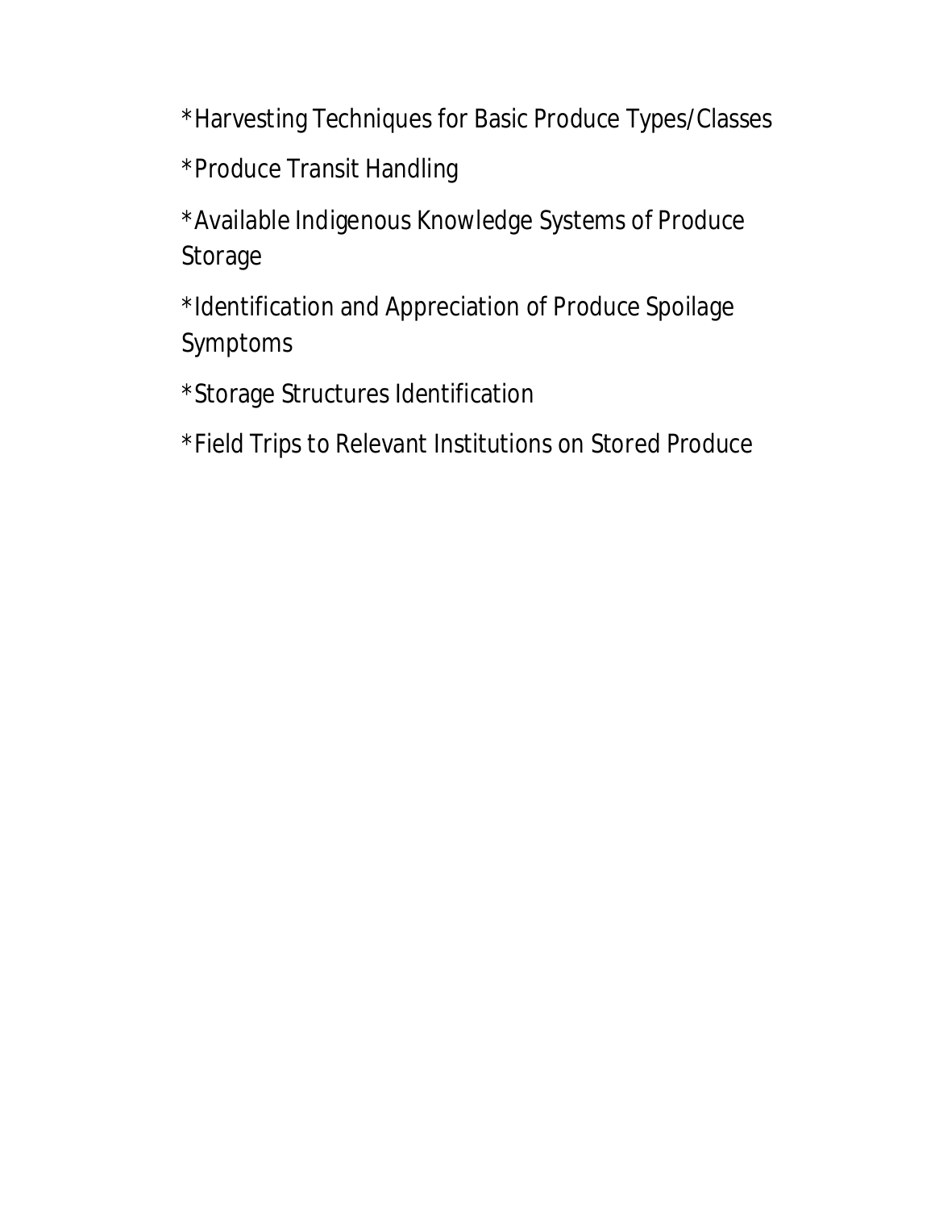*Harvesting Techniques for Basic Produce Types/Classes

*Produce Transit Handling

*Available Indigenous Knowledge Systems of Produce Storage

*Identification and Appreciation of Produce Spoilage Symptoms

*Storage Structures Identification

*Field Trips to Relevant Institutions on Stored Produce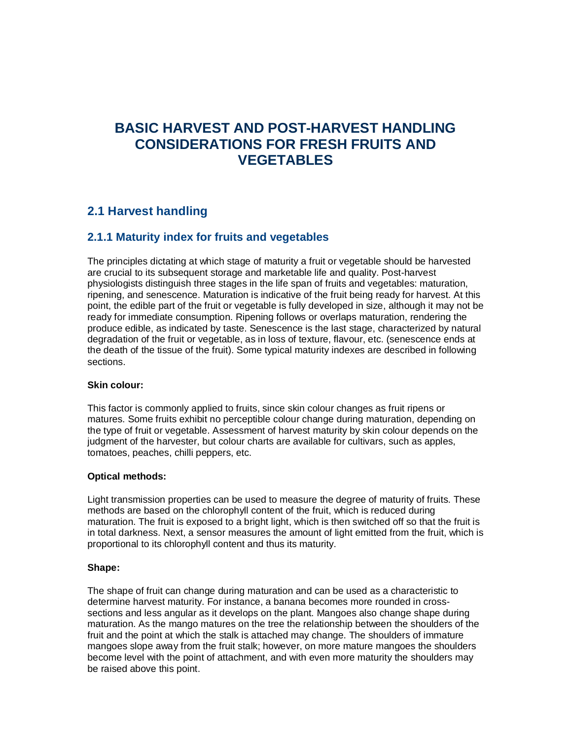# BASIC HARVEST AND POST-HARVEST HANDLING CONSIDERATIONS FOR FRESH FRUITS AND VEGETABLES

## 2.1 Harvest handling

### 2.1.1 Maturity index for fruits and vegetables

The principles dictating at which stage of maturity a fruit or vegetable should be harvested are crucial to its subsequent storage and marketable life and quality. Post-harvest physiologists distinguish three stages in the life span of fruits and vegetables: maturation, ripening, and senescence. Maturation is indicative of the fruit being ready for harvest. At this point, the edible part of the fruit or vegetable is fully developed in size, although it may not be ready for immediate consumption. Ripening follows or overlaps maturation, rendering the produce edible, as indicated by taste. Senescence is the last stage, characterized by natural degradation of the fruit or vegetable, as in loss of texture, flavour, etc. (senescence ends at the death of the tissue of the fruit). Some typical maturity indexes are described in following sections.

**Skin colour:**

This factor is commonly applied to fruits, since skin colour changes as fruit ripens or matures. Some fruits exhibit no perceptible colour change during maturation, depending on the type of fruit or vegetable. Assessment of harvest maturity by skin colour depends on the judgment of the harvester, but colour charts are available for cultivars, such as apples, tomatoes, peaches, chilli peppers, etc.

**Optical methods:**

Light transmission properties can be used to measure the degree of maturity of fruits. These methods are based on the chlorophyll content of the fruit, which is reduced during maturation. The fruit is exposed to a bright light, which is then switched off so that the fruit is in total darkness. Next, a sensor measures the amount of light emitted from the fruit, which is proportional to its chlorophyll content and thus its maturity.

**Shape:**

The shape of fruit can change during maturation and can be used as a characteristic to determine harvest maturity. For instance, a banana becomes more rounded in cross-sections and less angular as it develops on the plant. Mangoes also change shape during maturation. As the mango matures on the tree the relationship between the shoulders of the fruit and the point at which the stalk is attached may change. The shoulders of immature mangoes slope away from the fruit stalk; however, on more mature mangoes the shoulders become level with the point of attachment, and with even more maturity the shoulders may be raised above this point.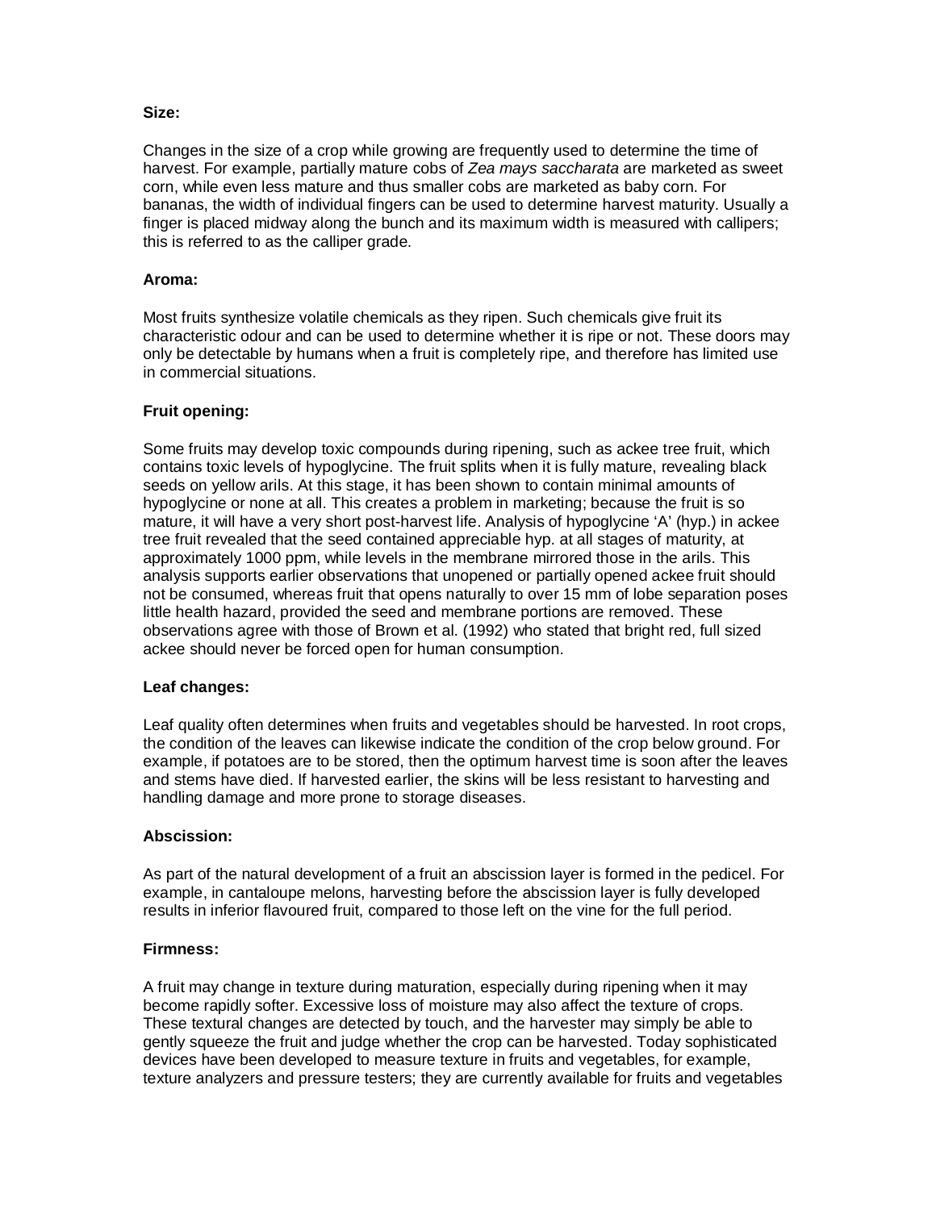**Size:**

Changes in the size of a crop while growing are frequently used to determine the time of harvest. For example, partially mature cobs of *Zea mays saccharata* are marketed as sweet corn, while even less mature and thus smaller cobs are marketed as baby corn. For bananas, the width of individual fingers can be used to determine harvest maturity. Usually a finger is placed midway along the bunch and its maximum width is measured with callipers; this is referred to as the calliper grade.

**Aroma:**

Most fruits synthesize volatile chemicals as they ripen. Such chemicals give fruit its characteristic odour and can be used to determine whether it is ripe or not. These doors may only be detectable by humans when a fruit is completely ripe, and therefore has limited use in commercial situations.

**Fruit opening:**

Some fruits may develop toxic compounds during ripening, such as ackee tree fruit, which contains toxic levels of hypoglycine. The fruit splits when it is fully mature, revealing black seeds on yellow arils. At this stage, it has been shown to contain minimal amounts of hypoglycine or none at all. This creates a problem in marketing; because the fruit is so mature, it will have a very short post-harvest life. Analysis of hypoglycine 'A' (hyp.) in ackee tree fruit revealed that the seed contained appreciable hyp. at all stages of maturity, at approximately 1000 ppm, while levels in the membrane mirrored those in the arils. This analysis supports earlier observations that unopened or partially opened ackee fruit should not be consumed, whereas fruit that opens naturally to over 15 mm of lobe separation poses little health hazard, provided the seed and membrane portions are removed. These observations agree with those of Brown et al. (1992) who stated that bright red, full sized ackee should never be forced open for human consumption.

**Leaf changes:**

Leaf quality often determines when fruits and vegetables should be harvested. In root crops, the condition of the leaves can likewise indicate the condition of the crop below ground. For example, if potatoes are to be stored, then the optimum harvest time is soon after the leaves and stems have died. If harvested earlier, the skins will be less resistant to harvesting and handling damage and more prone to storage diseases.

**Abscission:**

As part of the natural development of a fruit an abscission layer is formed in the pedicel. For example, in cantaloupe melons, harvesting before the abscission layer is fully developed results in inferior flavoured fruit, compared to those left on the vine for the full period.

**Firmness:**

A fruit may change in texture during maturation, especially during ripening when it may become rapidly softer. Excessive loss of moisture may also affect the texture of crops. These textural changes are detected by touch, and the harvester may simply be able to gently squeeze the fruit and judge whether the crop can be harvested. Today sophisticated devices have been developed to measure texture in fruits and vegetables, for example, texture analyzers and pressure testers; they are currently available for fruits and vegetables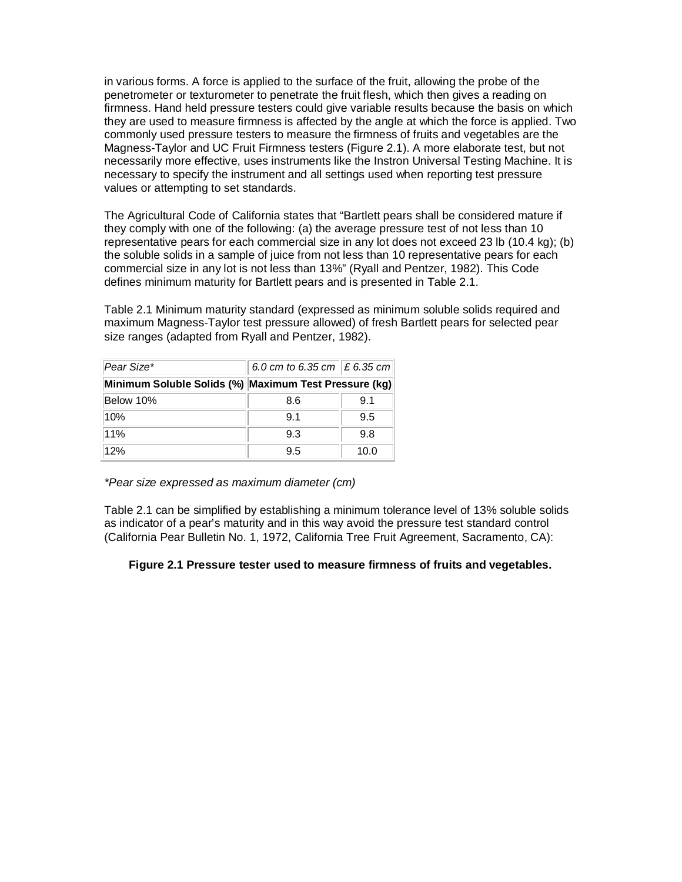in various forms. A force is applied to the surface of the fruit, allowing the probe of the penetrometer or texturometer to penetrate the fruit flesh, which then gives a reading on firmness. Hand held pressure testers could give variable results because the basis on which they are used to measure firmness is affected by the angle at which the force is applied. Two commonly used pressure testers to measure the firmness of fruits and vegetables are the Magness-Taylor and UC Fruit Firmness testers (Figure 2.1). A more elaborate test, but not necessarily more effective, uses instruments like the Instron Universal Testing Machine. It is necessary to specify the instrument and all settings used when reporting test pressure values or attempting to set standards.

The Agricultural Code of California states that "Bartlett pears shall be considered mature if they comply with one of the following: (a) the average pressure test of not less than 10 representative pears for each commercial size in any lot does not exceed 23 lb (10.4 kg); (b) the soluble solids in a sample of juice from not less than 10 representative pears for each commercial size in any lot is not less than 13%" (Ryall and Pentzer, 1982). This Code defines minimum maturity for Bartlett pears and is presented in Table 2.1.

Table 2.1 Minimum maturity standard (expressed as minimum soluble solids required and maximum Magness-Taylor test pressure allowed) of fresh Bartlett pears for selected pear size ranges (adapted from Ryall and Pentzer, 1982).

| *Pear Size** | *6.0 cm to 6.35 cm* | *£ 6.35 cm* |
|---|---|---|
| **Minimum Soluble Solids (%)** | **Maximum Test Pressure (kg)** | |
| Below 10% | 8.6 | 9.1 |
| 10% | 9.1 | 9.5 |
| 11% | 9.3 | 9.8 |
| 12% | 9.5 | 10.0 |

*\*Pear size expressed as maximum diameter (cm)*

Table 2.1 can be simplified by establishing a minimum tolerance level of 13% soluble solids as indicator of a pear's maturity and in this way avoid the pressure test standard control (California Pear Bulletin No. 1, 1972, California Tree Fruit Agreement, Sacramento, CA):

**Figure 2.1 Pressure tester used to measure firmness of fruits and vegetables.**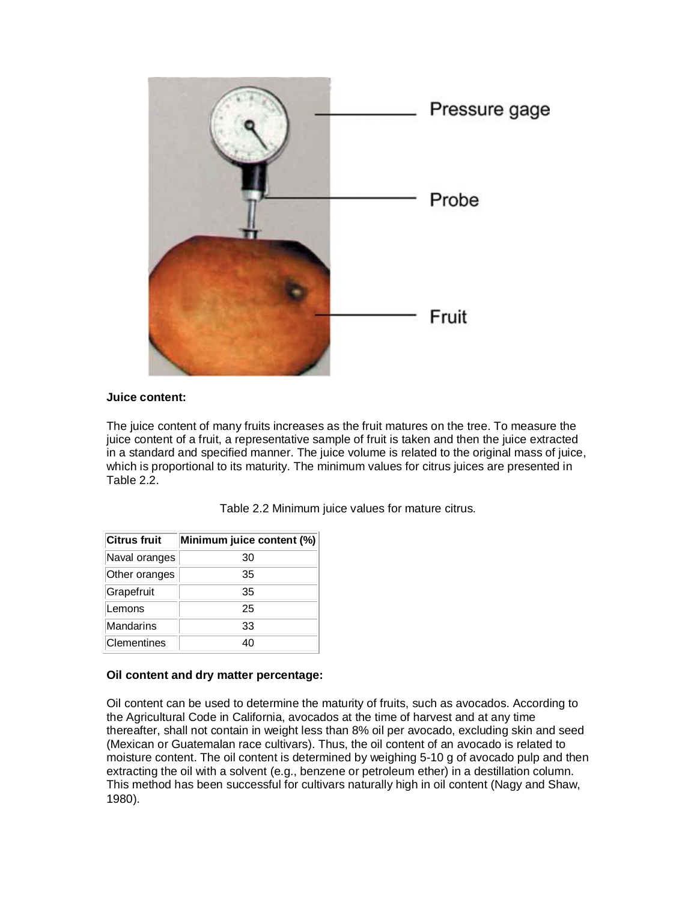**Juice content:**

The juice content of many fruits increases as the fruit matures on the tree. To measure the juice content of a fruit, a representative sample of fruit is taken and then the juice extracted in a standard and specified manner. The juice volume is related to the original mass of juice, which is proportional to its maturity. The minimum values for citrus juices are presented in Table 2.2.

Table 2.2 Minimum juice values for mature citrus.

| Citrus fruit | Minimum juice content (%) |
|---|---|
| Naval oranges | 30 |
| Other oranges | 35 |
| Grapefruit | 35 |
| Lemons | 25 |
| Mandarins | 33 |
| Clementines | 40 |

**Oil content and dry matter percentage:**

Oil content can be used to determine the maturity of fruits, such as avocados. According to the Agricultural Code in California, avocados at the time of harvest and at any time thereafter, shall not contain in weight less than 8% oil per avocado, excluding skin and seed (Mexican or Guatemalan race cultivars). Thus, the oil content of an avocado is related to moisture content. The oil content is determined by weighing 5-10 g of avocado pulp and then extracting the oil with a solvent (e.g., benzene or petroleum ether) in a destillation column. This method has been successful for cultivars naturally high in oil content (Nagy and Shaw, 1980).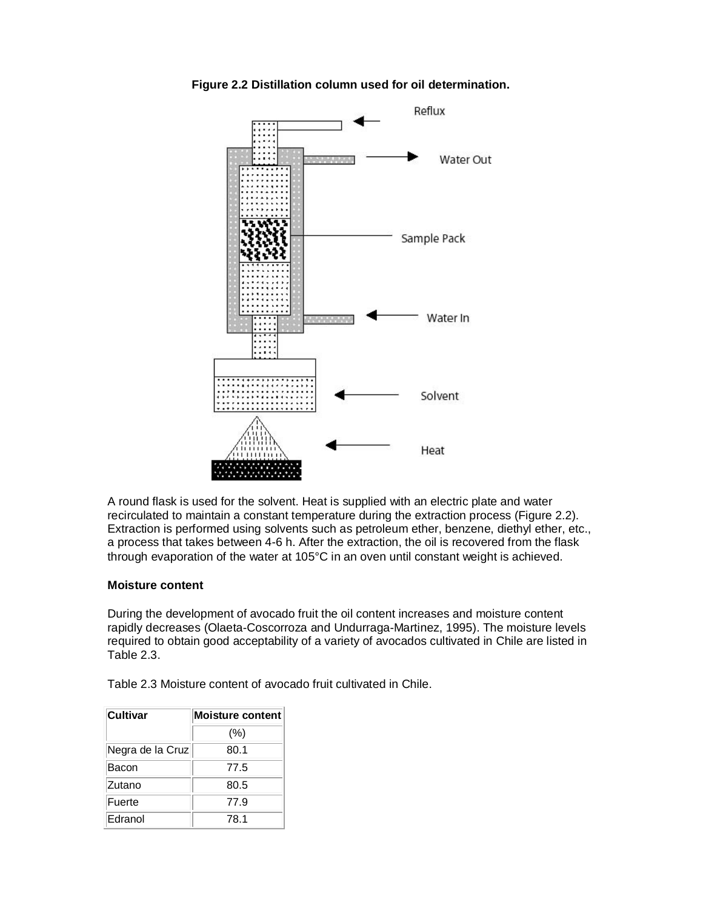**Figure 2.2 Distillation column used for oil determination.**

A round flask is used for the solvent. Heat is supplied with an electric plate and water recirculated to maintain a constant temperature during the extraction process (Figure 2.2). Extraction is performed using solvents such as petroleum ether, benzene, diethyl ether, etc., a process that takes between 4-6 h. After the extraction, the oil is recovered from the flask through evaporation of the water at 105°C in an oven until constant weight is achieved.

**Moisture content**

During the development of avocado fruit the oil content increases and moisture content rapidly decreases (Olaeta-Coscorroza and Undurraga-Martinez, 1995). The moisture levels required to obtain good acceptability of a variety of avocados cultivated in Chile are listed in Table 2.3.

Table 2.3 Moisture content of avocado fruit cultivated in Chile.

| Cultivar | Moisture content |
|---|---|
| | (%) |
| Negra de la Cruz | 80.1 |
| Bacon | 77.5 |
| Zutano | 80.5 |
| Fuerte | 77.9 |
| Edranol | 78.1 |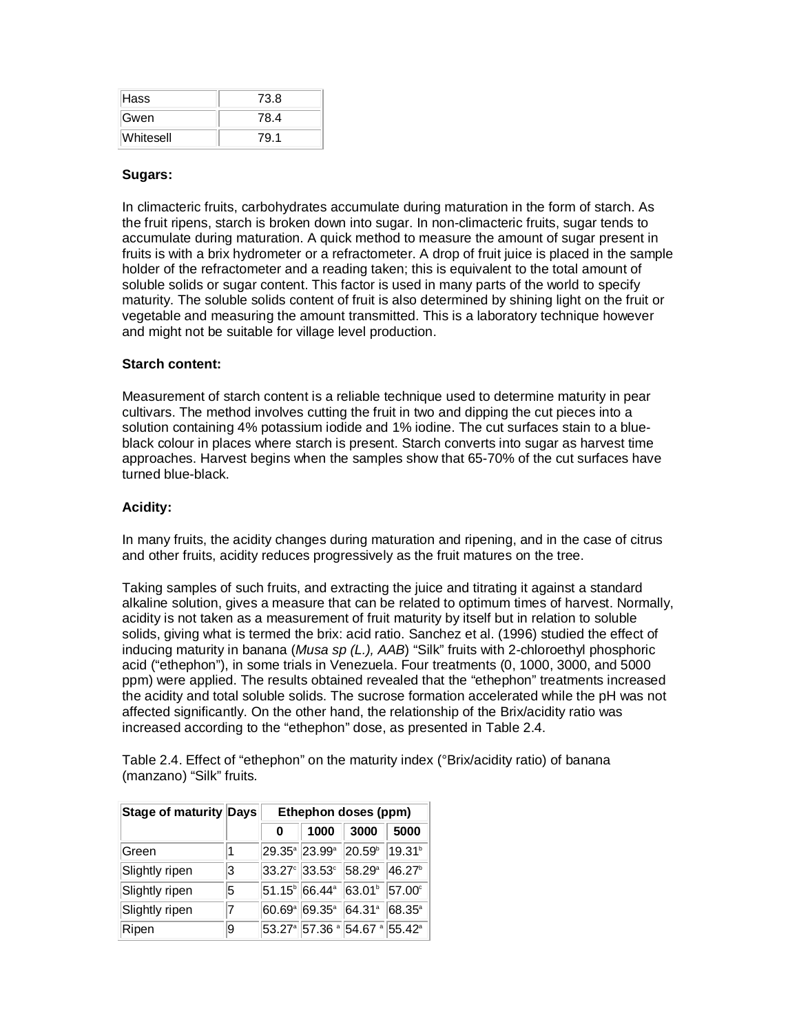| Hass | 73.8 |
|---|---|
| Gwen | 78.4 |
| Whitesell | 79.1 |

**Sugars:**

In climacteric fruits, carbohydrates accumulate during maturation in the form of starch. As the fruit ripens, starch is broken down into sugar. In non-climacteric fruits, sugar tends to accumulate during maturation. A quick method to measure the amount of sugar present in fruits is with a brix hydrometer or a refractometer. A drop of fruit juice is placed in the sample holder of the refractometer and a reading taken; this is equivalent to the total amount of soluble solids or sugar content. This factor is used in many parts of the world to specify maturity. The soluble solids content of fruit is also determined by shining light on the fruit or vegetable and measuring the amount transmitted. This is a laboratory technique however and might not be suitable for village level production.

**Starch content:**

Measurement of starch content is a reliable technique used to determine maturity in pear cultivars. The method involves cutting the fruit in two and dipping the cut pieces into a solution containing 4% potassium iodide and 1% iodine. The cut surfaces stain to a blue-black colour in places where starch is present. Starch converts into sugar as harvest time approaches. Harvest begins when the samples show that 65-70% of the cut surfaces have turned blue-black.

**Acidity:**

In many fruits, the acidity changes during maturation and ripening, and in the case of citrus and other fruits, acidity reduces progressively as the fruit matures on the tree.

Taking samples of such fruits, and extracting the juice and titrating it against a standard alkaline solution, gives a measure that can be related to optimum times of harvest. Normally, acidity is not taken as a measurement of fruit maturity by itself but in relation to soluble solids, giving what is termed the brix: acid ratio. Sanchez et al. (1996) studied the effect of inducing maturity in banana (*Musa sp (L.), AAB*) "Silk" fruits with 2-chloroethyl phosphoric acid ("ethephon"), in some trials in Venezuela. Four treatments (0, 1000, 3000, and 5000 ppm) were applied. The results obtained revealed that the "ethephon" treatments increased the acidity and total soluble solids. The sucrose formation accelerated while the pH was not affected significantly. On the other hand, the relationship of the Brix/acidity ratio was increased according to the "ethephon" dose, as presented in Table 2.4.

Table 2.4. Effect of "ethephon" on the maturity index (°Brix/acidity ratio) of banana (manzano) "Silk" fruits.

| Stage of maturity | Days | Ethephon doses (ppm) | | | |
|---|---|---|---|---|---|
| | | 0 | 1000 | 3000 | 5000 |
| Green | 1 | 29.35[a] | 23.99[a] | 20.59[b] | 19.31[b] |
| Slightly ripen | 3 | 33.27[c] | 33.53[c] | 58.29[a] | 46.27[b] |
| Slightly ripen | 5 | 51.15[b] | 66.44[a] | 63.01[b] | 57.00[c] |
| Slightly ripen | 7 | 60.69[a] | 69.35[a] | 64.31[a] | 68.35[a] |
| Ripen | 9 | 53.27[a] | 57.36 [a] | 54.67 [a] | 55.42[a] |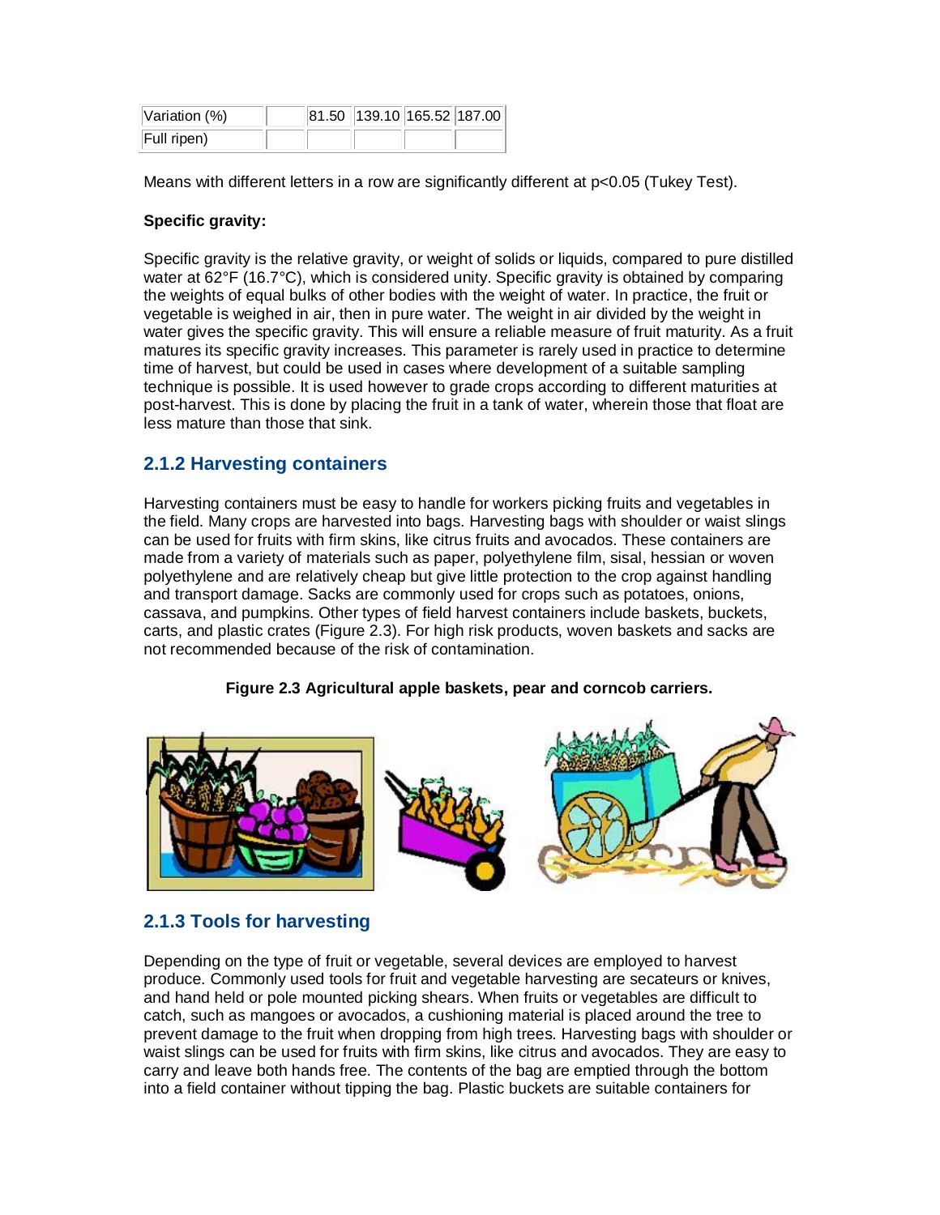| Variation (%) | | 81.50 | 139.10 | 165.52 | 187.00 |
|---|---|---|---|---|---|
| Full ripen) | | | | | |

Means with different letters in a row are significantly different at $p<0.05$ (Tukey Test).

**Specific gravity:**

Specific gravity is the relative gravity, or weight of solids or liquids, compared to pure distilled water at 62°F (16.7°C), which is considered unity. Specific gravity is obtained by comparing the weights of equal bulks of other bodies with the weight of water. In practice, the fruit or vegetable is weighed in air, then in pure water. The weight in air divided by the weight in water gives the specific gravity. This will ensure a reliable measure of fruit maturity. As a fruit matures its specific gravity increases. This parameter is rarely used in practice to determine time of harvest, but could be used in cases where development of a suitable sampling technique is possible. It is used however to grade crops according to different maturities at post-harvest. This is done by placing the fruit in a tank of water, wherein those that float are less mature than those that sink.

### 2.1.2 Harvesting containers

Harvesting containers must be easy to handle for workers picking fruits and vegetables in the field. Many crops are harvested into bags. Harvesting bags with shoulder or waist slings can be used for fruits with firm skins, like citrus fruits and avocados. These containers are made from a variety of materials such as paper, polyethylene film, sisal, hessian or woven polyethylene and are relatively cheap but give little protection to the crop against handling and transport damage. Sacks are commonly used for crops such as potatoes, onions, cassava, and pumpkins. Other types of field harvest containers include baskets, buckets, carts, and plastic crates (Figure 2.3). For high risk products, woven baskets and sacks are not recommended because of the risk of contamination.

**Figure 2.3 Agricultural apple baskets, pear and corncob carriers.**

### 2.1.3 Tools for harvesting

Depending on the type of fruit or vegetable, several devices are employed to harvest produce. Commonly used tools for fruit and vegetable harvesting are secateurs or knives, and hand held or pole mounted picking shears. When fruits or vegetables are difficult to catch, such as mangoes or avocados, a cushioning material is placed around the tree to prevent damage to the fruit when dropping from high trees. Harvesting bags with shoulder or waist slings can be used for fruits with firm skins, like citrus and avocados. They are easy to carry and leave both hands free. The contents of the bag are emptied through the bottom into a field container without tipping the bag. Plastic buckets are suitable containers for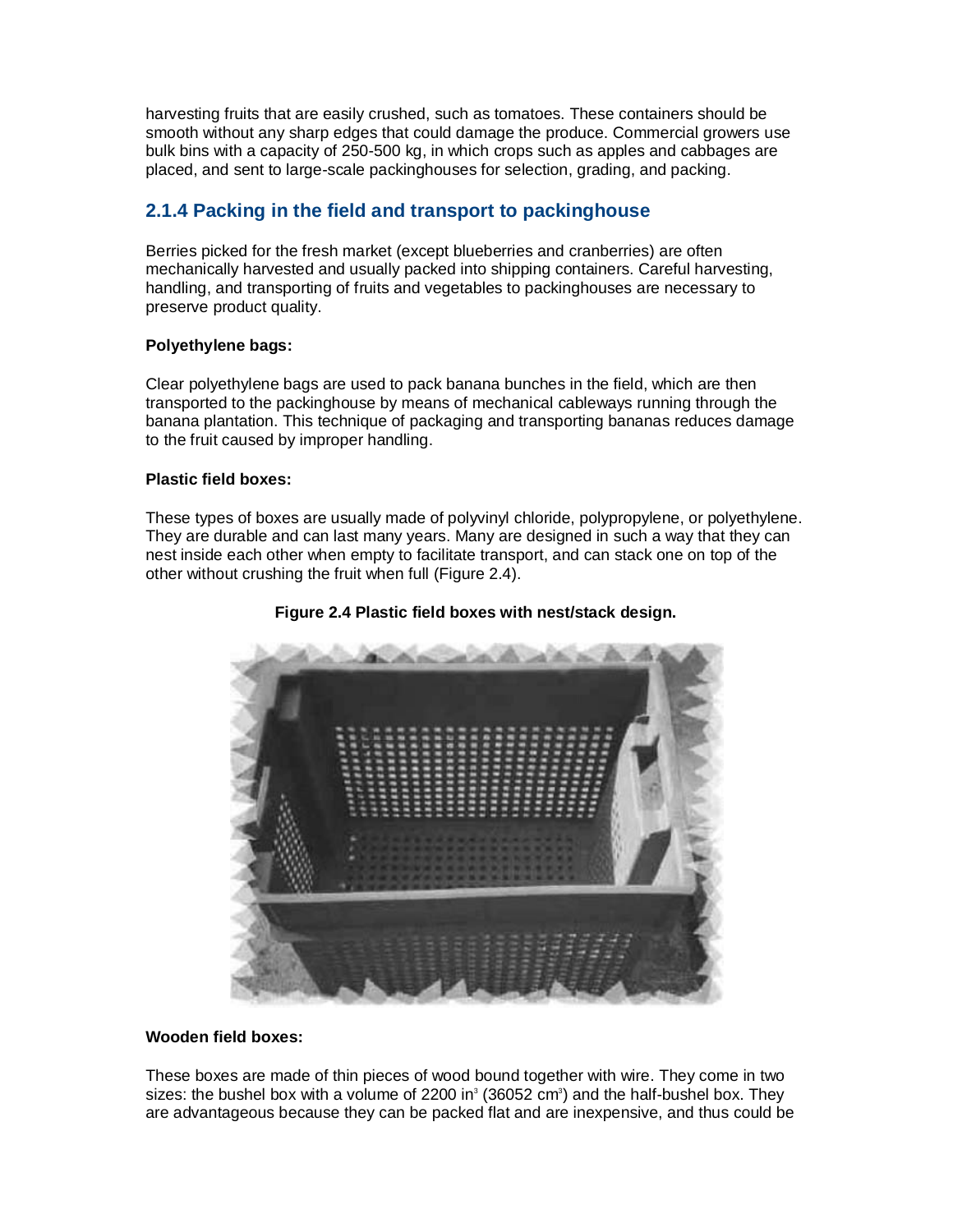harvesting fruits that are easily crushed, such as tomatoes. These containers should be smooth without any sharp edges that could damage the produce. Commercial growers use bulk bins with a capacity of 250-500 kg, in which crops such as apples and cabbages are placed, and sent to large-scale packinghouses for selection, grading, and packing.

### 2.1.4 Packing in the field and transport to packinghouse

Berries picked for the fresh market (except blueberries and cranberries) are often mechanically harvested and usually packed into shipping containers. Careful harvesting, handling, and transporting of fruits and vegetables to packinghouses are necessary to preserve product quality.

**Polyethylene bags:**

Clear polyethylene bags are used to pack banana bunches in the field, which are then transported to the packinghouse by means of mechanical cableways running through the banana plantation. This technique of packaging and transporting bananas reduces damage to the fruit caused by improper handling.

**Plastic field boxes:**

These types of boxes are usually made of polyvinyl chloride, polypropylene, or polyethylene. They are durable and can last many years. Many are designed in such a way that they can nest inside each other when empty to facilitate transport, and can stack one on top of the other without crushing the fruit when full (Figure 2.4).

**Figure 2.4 Plastic field boxes with nest/stack design.**

**Wooden field boxes:**

These boxes are made of thin pieces of wood bound together with wire. They come in two sizes: the bushel box with a volume of 2200 $in^3$ (36052 $cm^3$) and the half-bushel box. They are advantageous because they can be packed flat and are inexpensive, and thus could be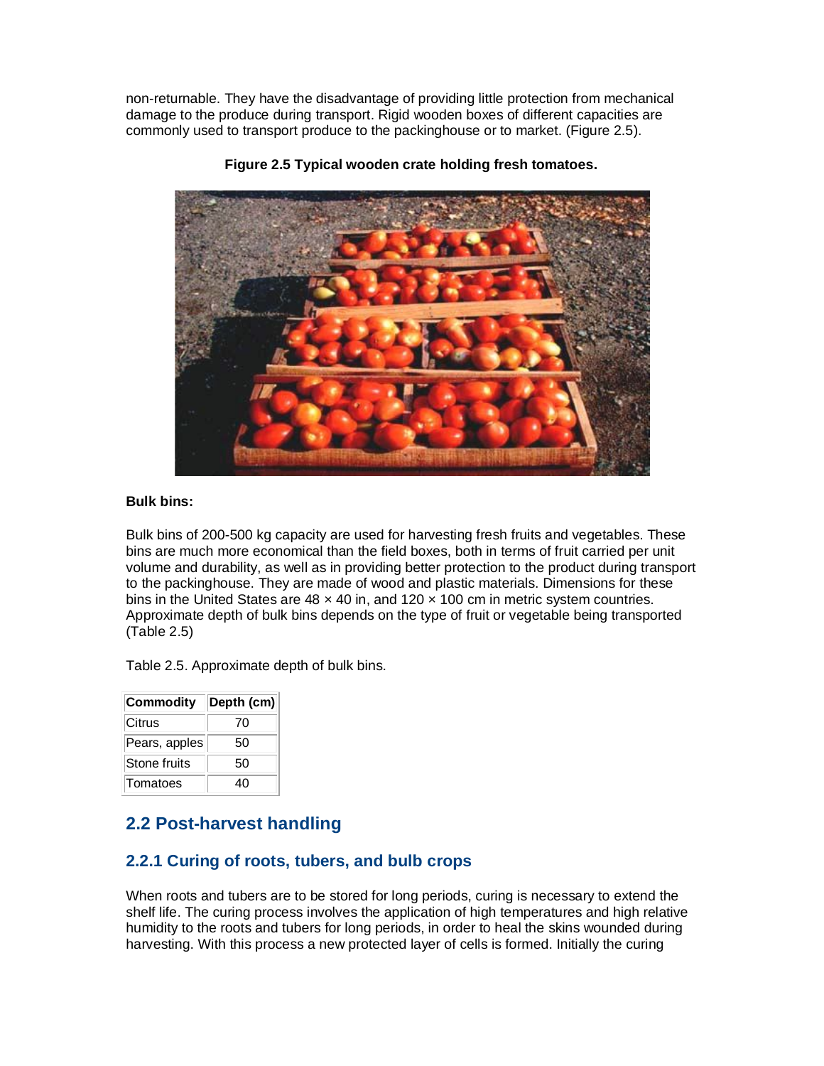non-returnable. They have the disadvantage of providing little protection from mechanical damage to the produce during transport. Rigid wooden boxes of different capacities are commonly used to transport produce to the packinghouse or to market. (Figure 2.5).

**Figure 2.5 Typical wooden crate holding fresh tomatoes.**

**Bulk bins:**

Bulk bins of 200-500 kg capacity are used for harvesting fresh fruits and vegetables. These bins are much more economical than the field boxes, both in terms of fruit carried per unit volume and durability, as well as in providing better protection to the product during transport to the packinghouse. They are made of wood and plastic materials. Dimensions for these bins in the United States are 48 × 40 in, and 120 × 100 cm in metric system countries. Approximate depth of bulk bins depends on the type of fruit or vegetable being transported (Table 2.5)

Table 2.5. Approximate depth of bulk bins.

| Commodity | Depth (cm) |
|---|---|
| Citrus | 70 |
| Pears, apples | 50 |
| Stone fruits | 50 |
| Tomatoes | 40 |

## 2.2 Post-harvest handling

### 2.2.1 Curing of roots, tubers, and bulb crops

When roots and tubers are to be stored for long periods, curing is necessary to extend the shelf life. The curing process involves the application of high temperatures and high relative humidity to the roots and tubers for long periods, in order to heal the skins wounded during harvesting. With this process a new protected layer of cells is formed. Initially the curing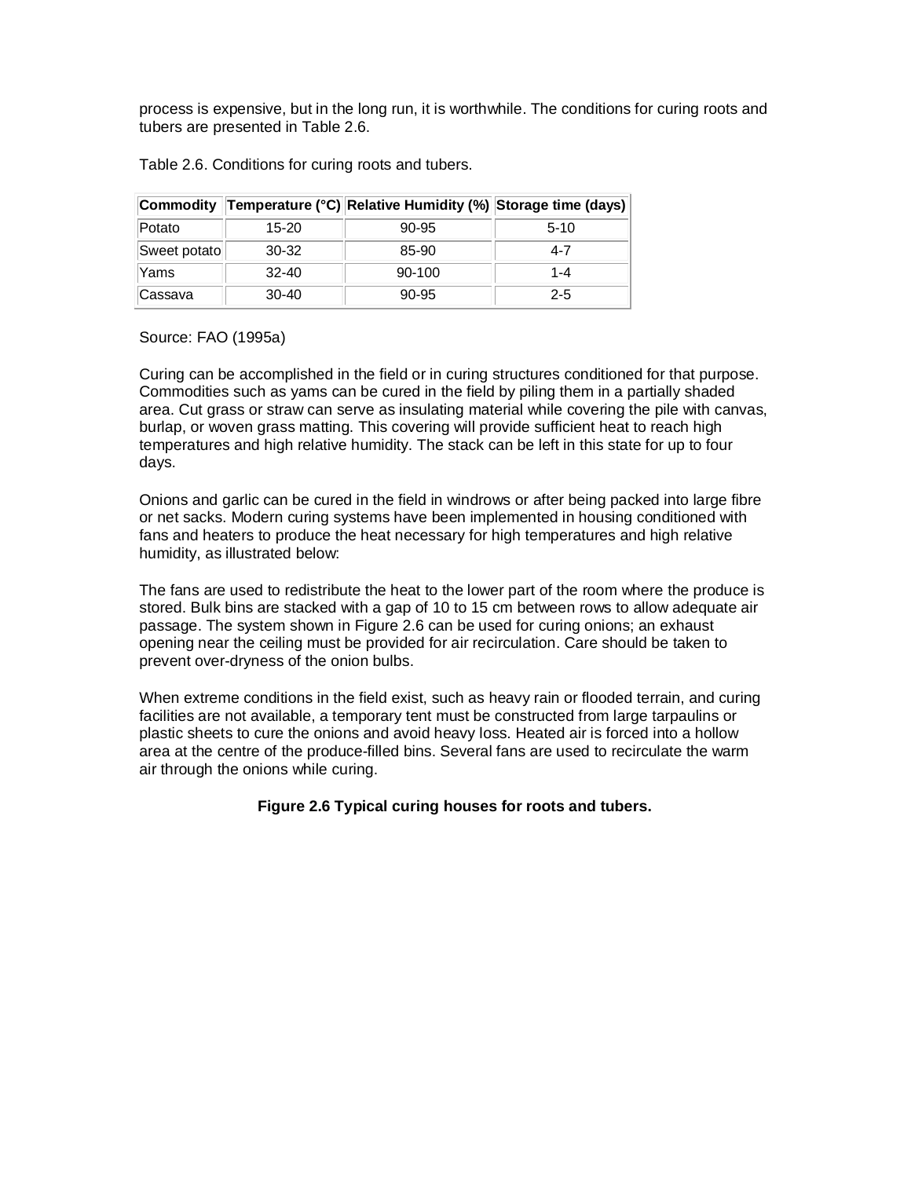process is expensive, but in the long run, it is worthwhile. The conditions for curing roots and tubers are presented in Table 2.6.

Table 2.6. Conditions for curing roots and tubers.

| Commodity | Temperature (°C) | Relative Humidity (%) | Storage time (days) |
|---|---|---|---|
| Potato | 15-20 | 90-95 | 5-10 |
| Sweet potato | 30-32 | 85-90 | 4-7 |
| Yams | 32-40 | 90-100 | 1-4 |
| Cassava | 30-40 | 90-95 | 2-5 |

Source: FAO (1995a)

Curing can be accomplished in the field or in curing structures conditioned for that purpose. Commodities such as yams can be cured in the field by piling them in a partially shaded area. Cut grass or straw can serve as insulating material while covering the pile with canvas, burlap, or woven grass matting. This covering will provide sufficient heat to reach high temperatures and high relative humidity. The stack can be left in this state for up to four days.

Onions and garlic can be cured in the field in windrows or after being packed into large fibre or net sacks. Modern curing systems have been implemented in housing conditioned with fans and heaters to produce the heat necessary for high temperatures and high relative humidity, as illustrated below:

The fans are used to redistribute the heat to the lower part of the room where the produce is stored. Bulk bins are stacked with a gap of 10 to 15 cm between rows to allow adequate air passage. The system shown in Figure 2.6 can be used for curing onions; an exhaust opening near the ceiling must be provided for air recirculation. Care should be taken to prevent over-dryness of the onion bulbs.

When extreme conditions in the field exist, such as heavy rain or flooded terrain, and curing facilities are not available, a temporary tent must be constructed from large tarpaulins or plastic sheets to cure the onions and avoid heavy loss. Heated air is forced into a hollow area at the centre of the produce-filled bins. Several fans are used to recirculate the warm air through the onions while curing.

**Figure 2.6 Typical curing houses for roots and tubers.**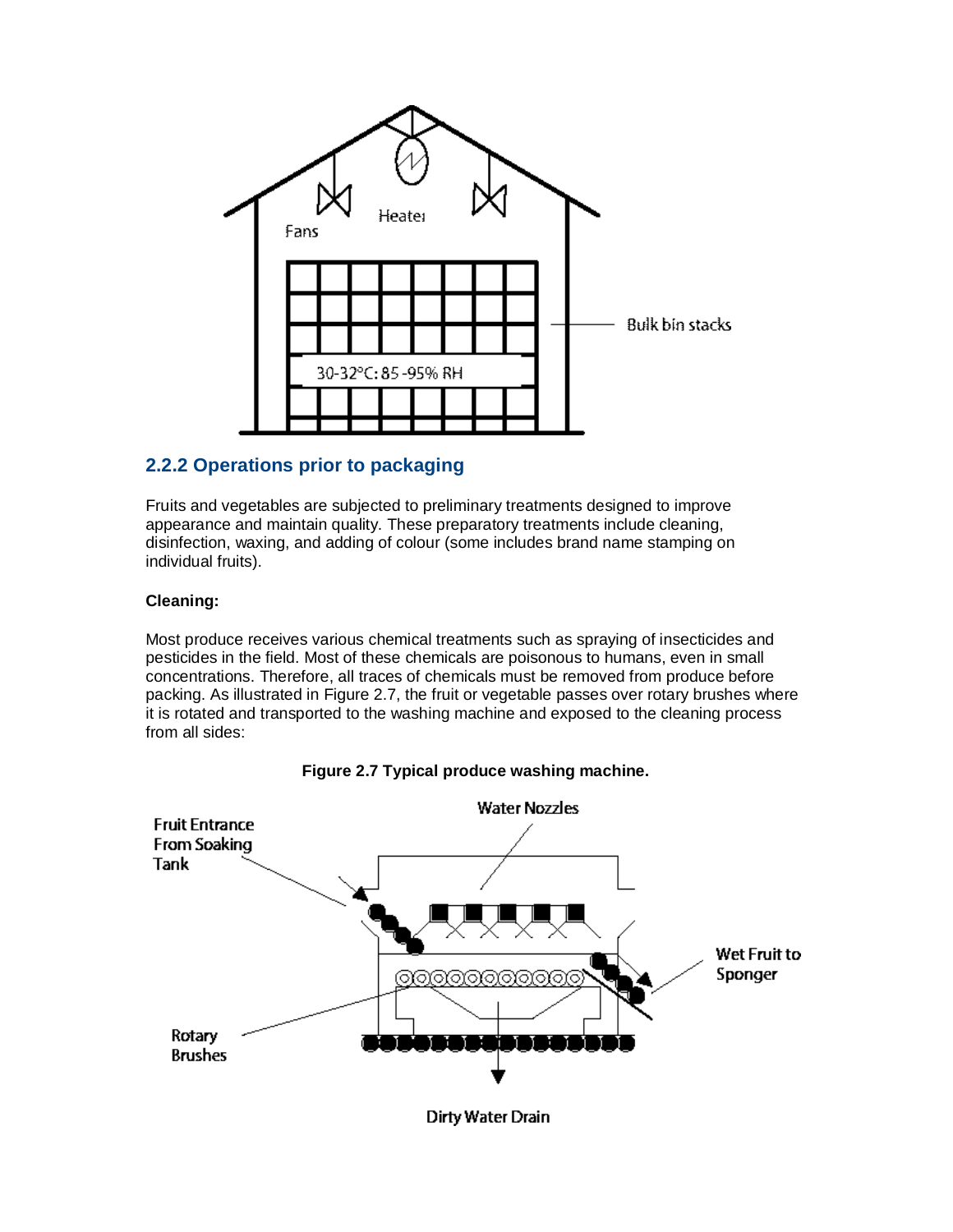## 2.2.2 Operations prior to packaging

Fruits and vegetables are subjected to preliminary treatments designed to improve appearance and maintain quality. These preparatory treatments include cleaning, disinfection, waxing, and adding of colour (some includes brand name stamping on individual fruits).

**Cleaning:**

Most produce receives various chemical treatments such as spraying of insecticides and pesticides in the field. Most of these chemicals are poisonous to humans, even in small concentrations. Therefore, all traces of chemicals must be removed from produce before packing. As illustrated in Figure 2.7, the fruit or vegetable passes over rotary brushes where it is rotated and transported to the washing machine and exposed to the cleaning process from all sides:

**Figure 2.7 Typical produce washing machine.**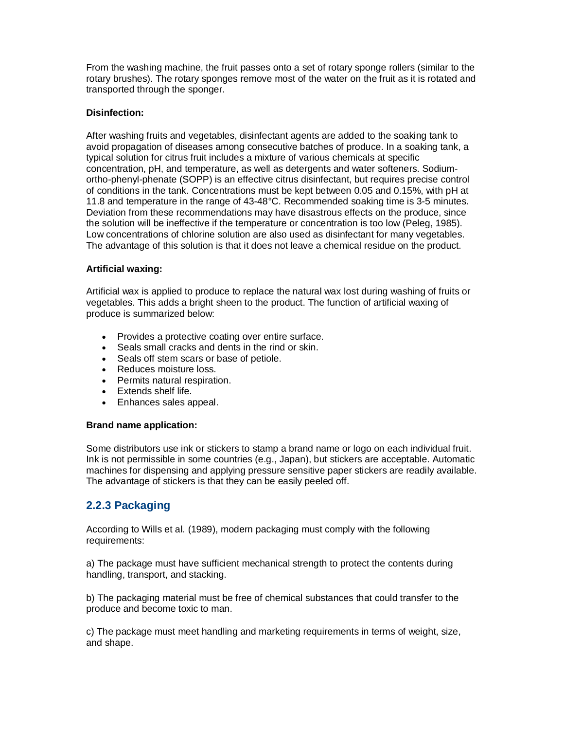From the washing machine, the fruit passes onto a set of rotary sponge rollers (similar to the rotary brushes). The rotary sponges remove most of the water on the fruit as it is rotated and transported through the sponger.

**Disinfection:**

After washing fruits and vegetables, disinfectant agents are added to the soaking tank to avoid propagation of diseases among consecutive batches of produce. In a soaking tank, a typical solution for citrus fruit includes a mixture of various chemicals at specific concentration, pH, and temperature, as well as detergents and water softeners. Sodium-ortho-phenyl-phenate (SOPP) is an effective citrus disinfectant, but requires precise control of conditions in the tank. Concentrations must be kept between 0.05 and 0.15%, with pH at 11.8 and temperature in the range of 43-48°C. Recommended soaking time is 3-5 minutes. Deviation from these recommendations may have disastrous effects on the produce, since the solution will be ineffective if the temperature or concentration is too low (Peleg, 1985). Low concentrations of chlorine solution are also used as disinfectant for many vegetables. The advantage of this solution is that it does not leave a chemical residue on the product.

**Artificial waxing:**

Artificial wax is applied to produce to replace the natural wax lost during washing of fruits or vegetables. This adds a bright sheen to the product. The function of artificial waxing of produce is summarized below:

- Provides a protective coating over entire surface.
- Seals small cracks and dents in the rind or skin.
- Seals off stem scars or base of petiole.
- Reduces moisture loss.
- Permits natural respiration.
- Extends shelf life.
- Enhances sales appeal.

**Brand name application:**

Some distributors use ink or stickers to stamp a brand name or logo on each individual fruit. Ink is not permissible in some countries (e.g., Japan), but stickers are acceptable. Automatic machines for dispensing and applying pressure sensitive paper stickers are readily available. The advantage of stickers is that they can be easily peeled off.

### 2.2.3 Packaging

According to Wills et al. (1989), modern packaging must comply with the following requirements:

a) The package must have sufficient mechanical strength to protect the contents during handling, transport, and stacking.

b) The packaging material must be free of chemical substances that could transfer to the produce and become toxic to man.

c) The package must meet handling and marketing requirements in terms of weight, size, and shape.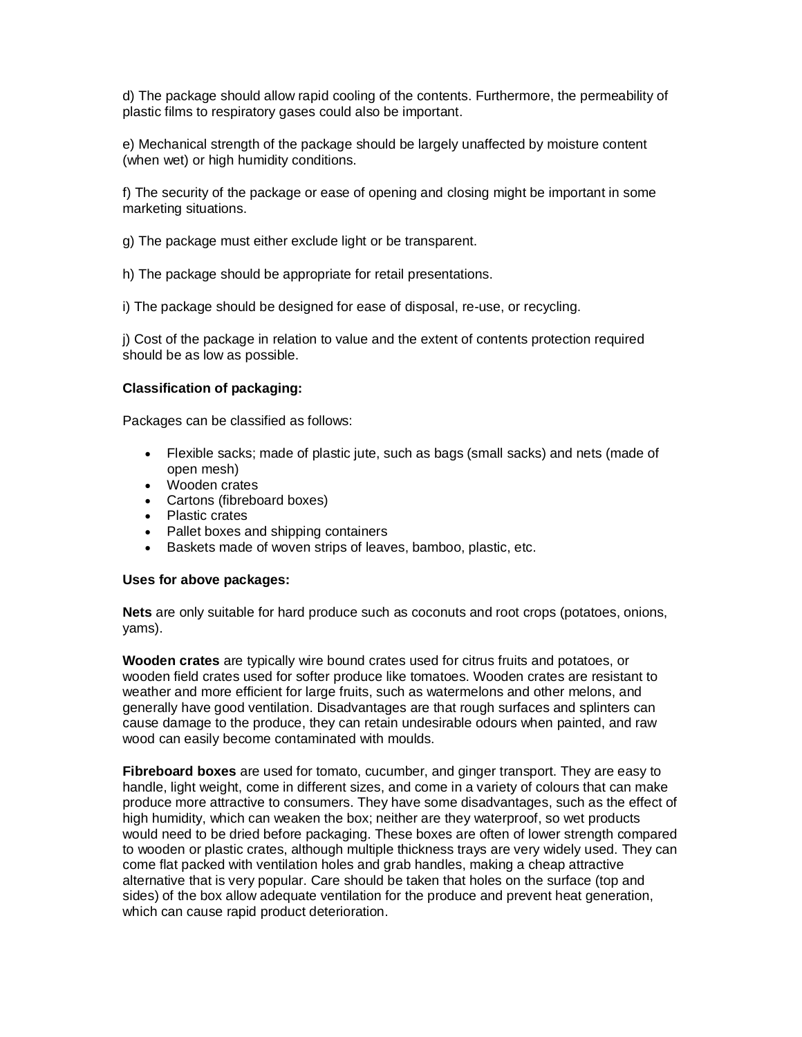d) The package should allow rapid cooling of the contents. Furthermore, the permeability of plastic films to respiratory gases could also be important.

e) Mechanical strength of the package should be largely unaffected by moisture content (when wet) or high humidity conditions.

f) The security of the package or ease of opening and closing might be important in some marketing situations.

g) The package must either exclude light or be transparent.

h) The package should be appropriate for retail presentations.

i) The package should be designed for ease of disposal, re-use, or recycling.

j) Cost of the package in relation to value and the extent of contents protection required should be as low as possible.

**Classification of packaging:**

Packages can be classified as follows:

- Flexible sacks; made of plastic jute, such as bags (small sacks) and nets (made of open mesh)
- Wooden crates
- Cartons (fibreboard boxes)
- Plastic crates
- Pallet boxes and shipping containers
- Baskets made of woven strips of leaves, bamboo, plastic, etc.

**Uses for above packages:**

**Nets** are only suitable for hard produce such as coconuts and root crops (potatoes, onions, yams).

**Wooden crates** are typically wire bound crates used for citrus fruits and potatoes, or wooden field crates used for softer produce like tomatoes. Wooden crates are resistant to weather and more efficient for large fruits, such as watermelons and other melons, and generally have good ventilation. Disadvantages are that rough surfaces and splinters can cause damage to the produce, they can retain undesirable odours when painted, and raw wood can easily become contaminated with moulds.

**Fibreboard boxes** are used for tomato, cucumber, and ginger transport. They are easy to handle, light weight, come in different sizes, and come in a variety of colours that can make produce more attractive to consumers. They have some disadvantages, such as the effect of high humidity, which can weaken the box; neither are they waterproof, so wet products would need to be dried before packaging. These boxes are often of lower strength compared to wooden or plastic crates, although multiple thickness trays are very widely used. They can come flat packed with ventilation holes and grab handles, making a cheap attractive alternative that is very popular. Care should be taken that holes on the surface (top and sides) of the box allow adequate ventilation for the produce and prevent heat generation, which can cause rapid product deterioration.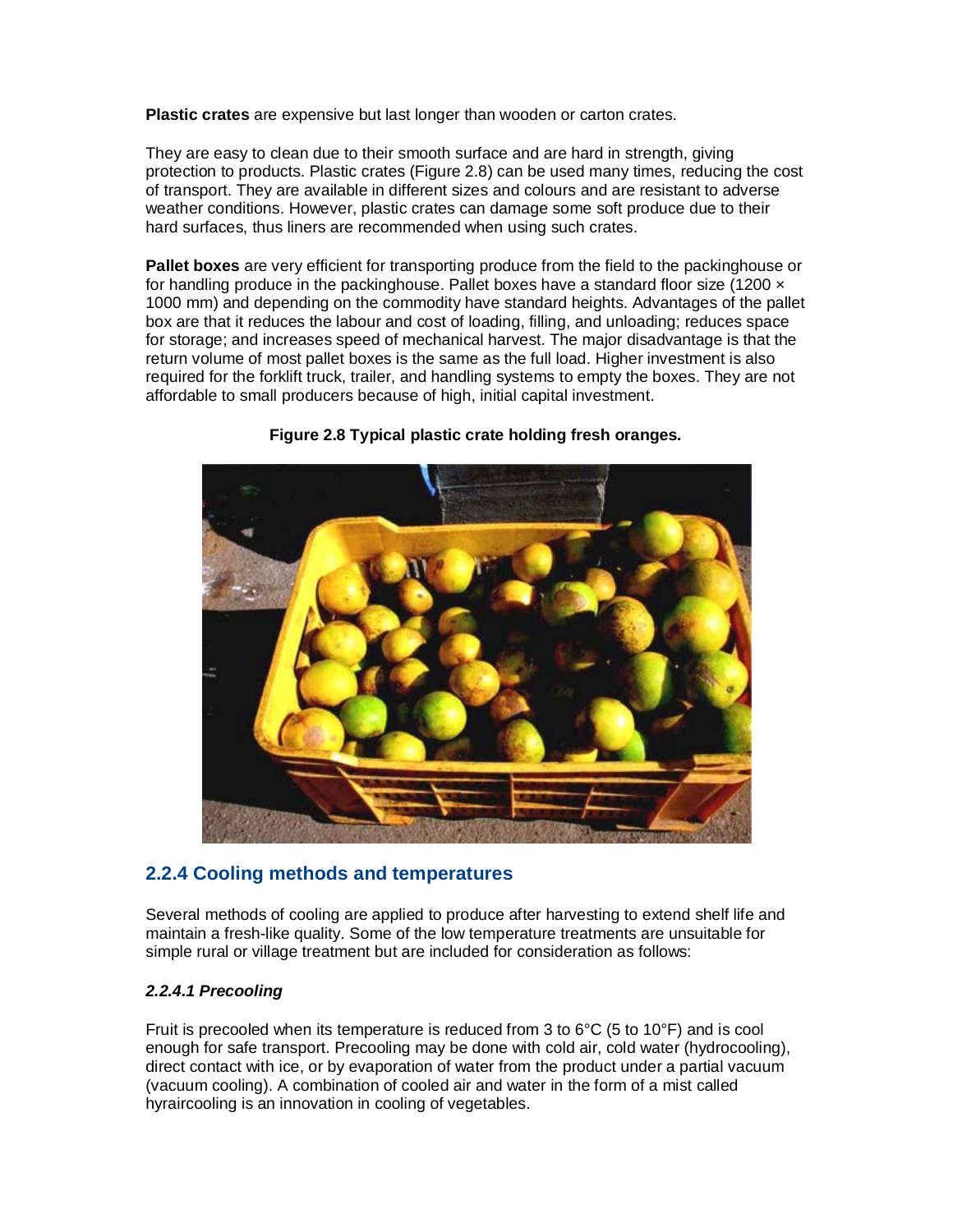**Plastic crates** are expensive but last longer than wooden or carton crates.

They are easy to clean due to their smooth surface and are hard in strength, giving protection to products. Plastic crates (Figure 2.8) can be used many times, reducing the cost of transport. They are available in different sizes and colours and are resistant to adverse weather conditions. However, plastic crates can damage some soft produce due to their hard surfaces, thus liners are recommended when using such crates.

**Pallet boxes** are very efficient for transporting produce from the field to the packinghouse or for handling produce in the packinghouse. Pallet boxes have a standard floor size (1200 × 1000 mm) and depending on the commodity have standard heights. Advantages of the pallet box are that it reduces the labour and cost of loading, filling, and unloading; reduces space for storage; and increases speed of mechanical harvest. The major disadvantage is that the return volume of most pallet boxes is the same as the full load. Higher investment is also required for the forklift truck, trailer, and handling systems to empty the boxes. They are not affordable to small producers because of high, initial capital investment.

**Figure 2.8 Typical plastic crate holding fresh oranges.**

## 2.2.4 Cooling methods and temperatures

Several methods of cooling are applied to produce after harvesting to extend shelf life and maintain a fresh-like quality. Some of the low temperature treatments are unsuitable for simple rural or village treatment but are included for consideration as follows:

### *2.2.4.1 Precooling*

Fruit is precooled when its temperature is reduced from 3 to 6°C (5 to 10°F) and is cool enough for safe transport. Precooling may be done with cold air, cold water (hydrocooling), direct contact with ice, or by evaporation of water from the product under a partial vacuum (vacuum cooling). A combination of cooled air and water in the form of a mist called hyraircooling is an innovation in cooling of vegetables.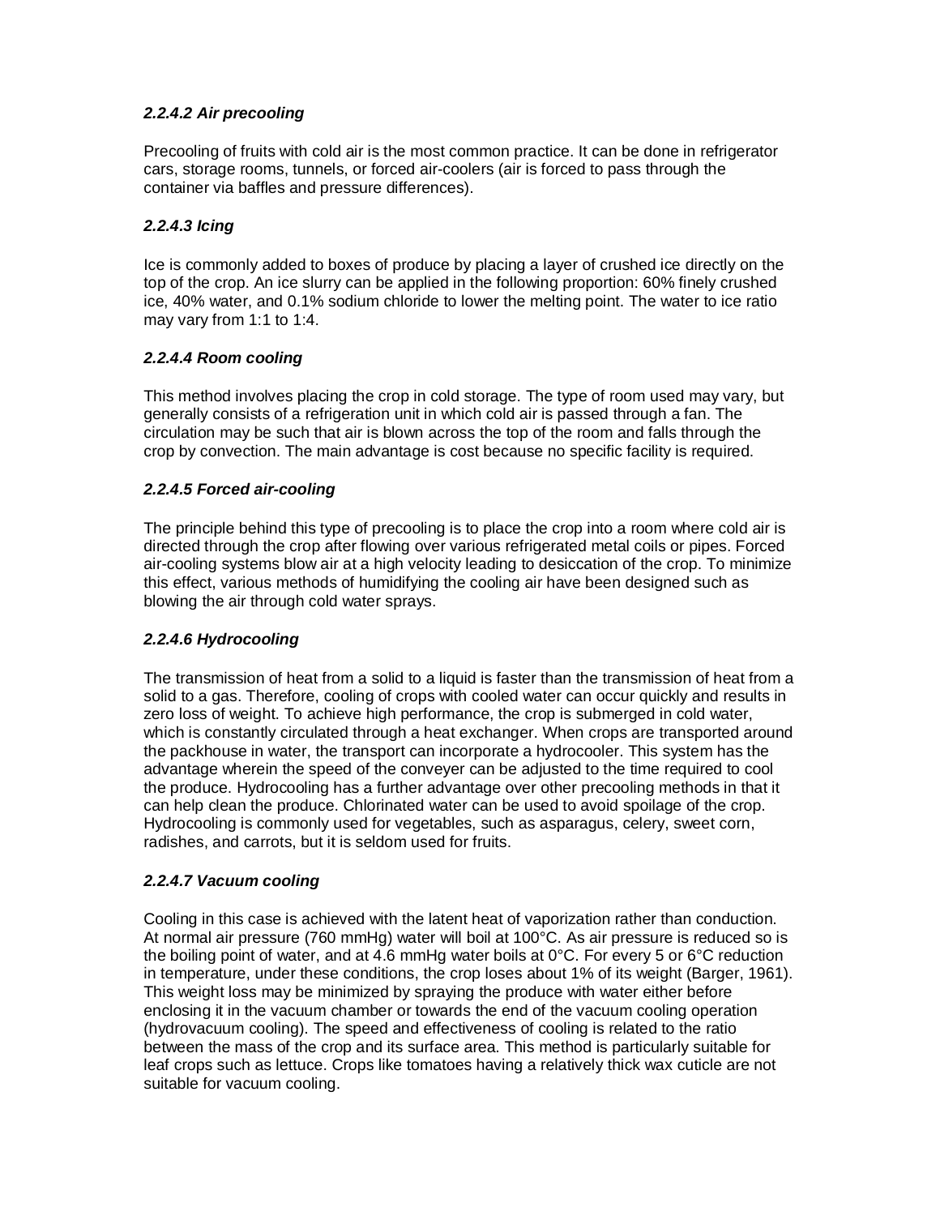#### *2.2.4.2 Air precooling*

Precooling of fruits with cold air is the most common practice. It can be done in refrigerator cars, storage rooms, tunnels, or forced air-coolers (air is forced to pass through the container via baffles and pressure differences).

#### *2.2.4.3 Icing*

Ice is commonly added to boxes of produce by placing a layer of crushed ice directly on the top of the crop. An ice slurry can be applied in the following proportion: 60% finely crushed ice, 40% water, and 0.1% sodium chloride to lower the melting point. The water to ice ratio may vary from 1:1 to 1:4.

#### *2.2.4.4 Room cooling*

This method involves placing the crop in cold storage. The type of room used may vary, but generally consists of a refrigeration unit in which cold air is passed through a fan. The circulation may be such that air is blown across the top of the room and falls through the crop by convection. The main advantage is cost because no specific facility is required.

#### *2.2.4.5 Forced air-cooling*

The principle behind this type of precooling is to place the crop into a room where cold air is directed through the crop after flowing over various refrigerated metal coils or pipes. Forced air-cooling systems blow air at a high velocity leading to desiccation of the crop. To minimize this effect, various methods of humidifying the cooling air have been designed such as blowing the air through cold water sprays.

#### *2.2.4.6 Hydrocooling*

The transmission of heat from a solid to a liquid is faster than the transmission of heat from a solid to a gas. Therefore, cooling of crops with cooled water can occur quickly and results in zero loss of weight. To achieve high performance, the crop is submerged in cold water, which is constantly circulated through a heat exchanger. When crops are transported around the packhouse in water, the transport can incorporate a hydrocooler. This system has the advantage wherein the speed of the conveyer can be adjusted to the time required to cool the produce. Hydrocooling has a further advantage over other precooling methods in that it can help clean the produce. Chlorinated water can be used to avoid spoilage of the crop. Hydrocooling is commonly used for vegetables, such as asparagus, celery, sweet corn, radishes, and carrots, but it is seldom used for fruits.

#### *2.2.4.7 Vacuum cooling*

Cooling in this case is achieved with the latent heat of vaporization rather than conduction. At normal air pressure (760 mmHg) water will boil at 100°C. As air pressure is reduced so is the boiling point of water, and at 4.6 mmHg water boils at 0°C. For every 5 or 6°C reduction in temperature, under these conditions, the crop loses about 1% of its weight (Barger, 1961). This weight loss may be minimized by spraying the produce with water either before enclosing it in the vacuum chamber or towards the end of the vacuum cooling operation (hydrovacuum cooling). The speed and effectiveness of cooling is related to the ratio between the mass of the crop and its surface area. This method is particularly suitable for leaf crops such as lettuce. Crops like tomatoes having a relatively thick wax cuticle are not suitable for vacuum cooling.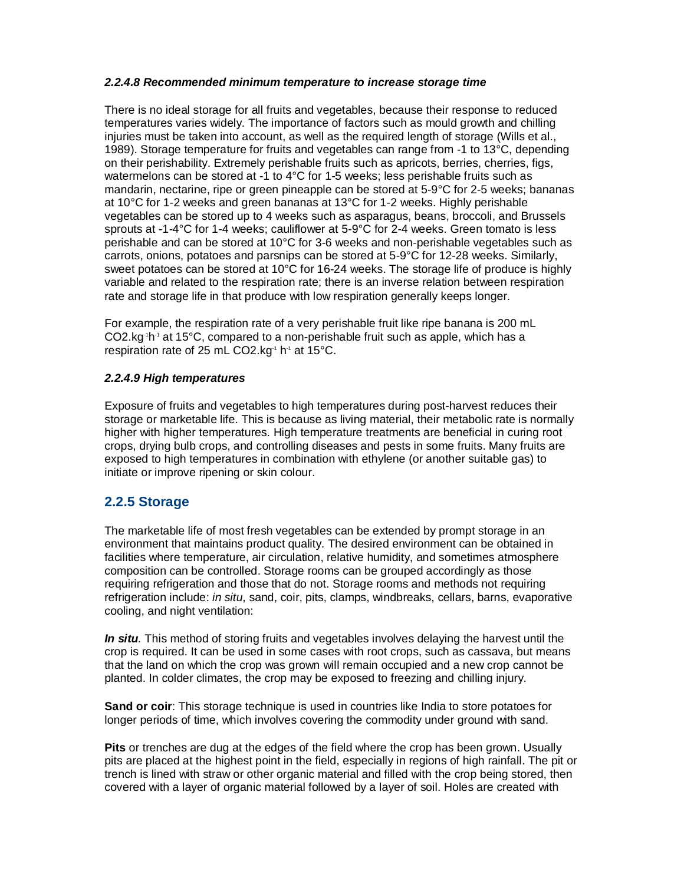#### *2.2.4.8 Recommended minimum temperature to increase storage time*

There is no ideal storage for all fruits and vegetables, because their response to reduced temperatures varies widely. The importance of factors such as mould growth and chilling injuries must be taken into account, as well as the required length of storage (Wills et al., 1989). Storage temperature for fruits and vegetables can range from -1 to 13°C, depending on their perishability. Extremely perishable fruits such as apricots, berries, cherries, figs, watermelons can be stored at -1 to 4°C for 1-5 weeks; less perishable fruits such as mandarin, nectarine, ripe or green pineapple can be stored at 5-9°C for 2-5 weeks; bananas at 10°C for 1-2 weeks and green bananas at 13°C for 1-2 weeks. Highly perishable vegetables can be stored up to 4 weeks such as asparagus, beans, broccoli, and Brussels sprouts at -1-4°C for 1-4 weeks; cauliflower at 5-9°C for 2-4 weeks. Green tomato is less perishable and can be stored at 10°C for 3-6 weeks and non-perishable vegetables such as carrots, onions, potatoes and parsnips can be stored at 5-9°C for 12-28 weeks. Similarly, sweet potatoes can be stored at 10°C for 16-24 weeks. The storage life of produce is highly variable and related to the respiration rate; there is an inverse relation between respiration rate and storage life in that produce with low respiration generally keeps longer.

For example, the respiration rate of a very perishable fruit like ripe banana is 200 mL $CO_2.kg^{-1}h^{-1}$ at 15°C, compared to a non-perishable fruit such as apple, which has a respiration rate of 25 mL $CO_2.kg^{-1}$ $h^{-1}$ at 15°C.

#### *2.2.4.9 High temperatures*

Exposure of fruits and vegetables to high temperatures during post-harvest reduces their storage or marketable life. This is because as living material, their metabolic rate is normally higher with higher temperatures. High temperature treatments are beneficial in curing root crops, drying bulb crops, and controlling diseases and pests in some fruits. Many fruits are exposed to high temperatures in combination with ethylene (or another suitable gas) to initiate or improve ripening or skin colour.

### 2.2.5 Storage

The marketable life of most fresh vegetables can be extended by prompt storage in an environment that maintains product quality. The desired environment can be obtained in facilities where temperature, air circulation, relative humidity, and sometimes atmosphere composition can be controlled. Storage rooms can be grouped accordingly as those requiring refrigeration and those that do not. Storage rooms and methods not requiring refrigeration include: *in situ*, sand, coir, pits, clamps, windbreaks, cellars, barns, evaporative cooling, and night ventilation:

***In situ****.* This method of storing fruits and vegetables involves delaying the harvest until the crop is required. It can be used in some cases with root crops, such as cassava, but means that the land on which the crop was grown will remain occupied and a new crop cannot be planted. In colder climates, the crop may be exposed to freezing and chilling injury.

**Sand or coir**: This storage technique is used in countries like India to store potatoes for longer periods of time, which involves covering the commodity under ground with sand.

**Pits** or trenches are dug at the edges of the field where the crop has been grown. Usually pits are placed at the highest point in the field, especially in regions of high rainfall. The pit or trench is lined with straw or other organic material and filled with the crop being stored, then covered with a layer of organic material followed by a layer of soil. Holes are created with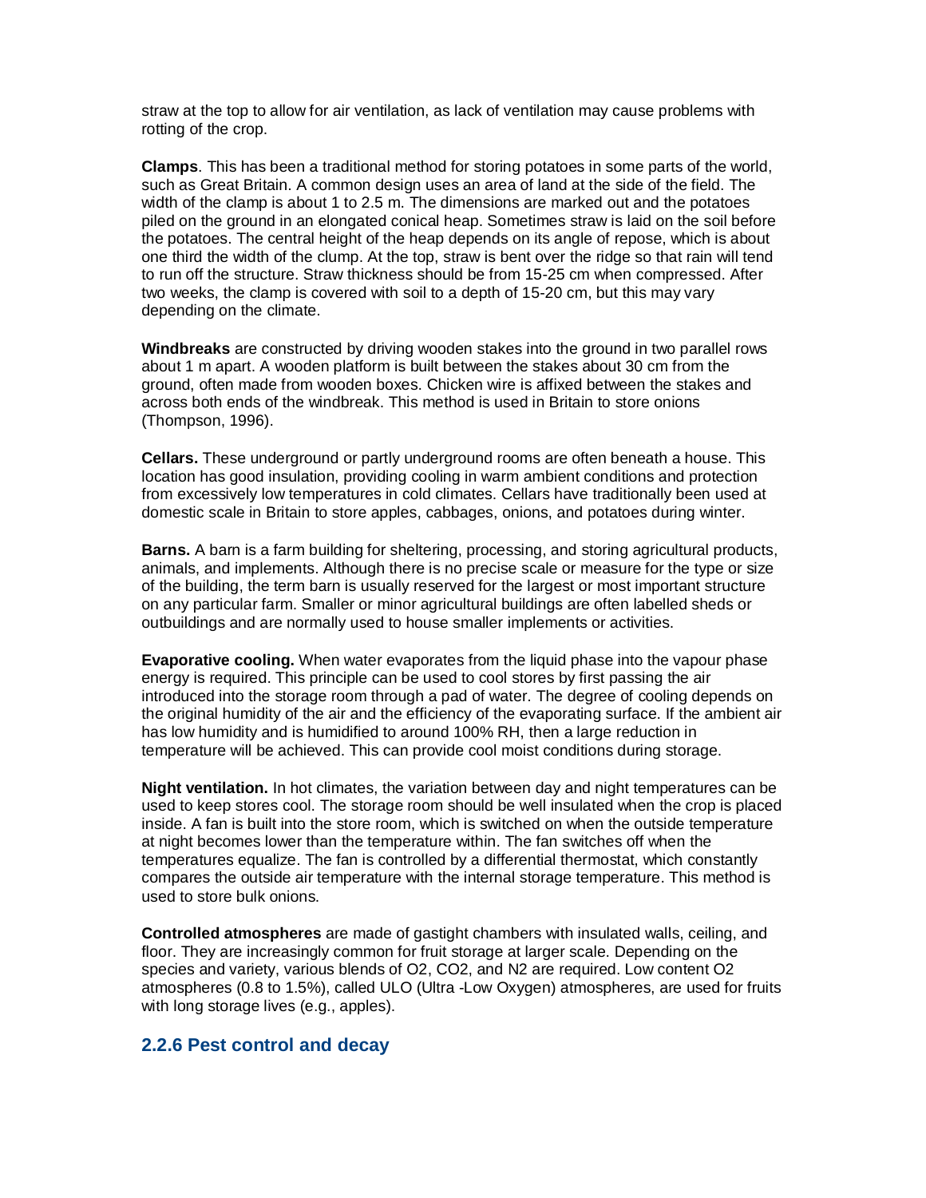straw at the top to allow for air ventilation, as lack of ventilation may cause problems with rotting of the crop.

**Clamps**. This has been a traditional method for storing potatoes in some parts of the world, such as Great Britain. A common design uses an area of land at the side of the field. The width of the clamp is about 1 to 2.5 m. The dimensions are marked out and the potatoes piled on the ground in an elongated conical heap. Sometimes straw is laid on the soil before the potatoes. The central height of the heap depends on its angle of repose, which is about one third the width of the clump. At the top, straw is bent over the ridge so that rain will tend to run off the structure. Straw thickness should be from 15-25 cm when compressed. After two weeks, the clamp is covered with soil to a depth of 15-20 cm, but this may vary depending on the climate.

**Windbreaks** are constructed by driving wooden stakes into the ground in two parallel rows about 1 m apart. A wooden platform is built between the stakes about 30 cm from the ground, often made from wooden boxes. Chicken wire is affixed between the stakes and across both ends of the windbreak. This method is used in Britain to store onions (Thompson, 1996).

**Cellars.** These underground or partly underground rooms are often beneath a house. This location has good insulation, providing cooling in warm ambient conditions and protection from excessively low temperatures in cold climates. Cellars have traditionally been used at domestic scale in Britain to store apples, cabbages, onions, and potatoes during winter.

**Barns.** A barn is a farm building for sheltering, processing, and storing agricultural products, animals, and implements. Although there is no precise scale or measure for the type or size of the building, the term barn is usually reserved for the largest or most important structure on any particular farm. Smaller or minor agricultural buildings are often labelled sheds or outbuildings and are normally used to house smaller implements or activities.

**Evaporative cooling.** When water evaporates from the liquid phase into the vapour phase energy is required. This principle can be used to cool stores by first passing the air introduced into the storage room through a pad of water. The degree of cooling depends on the original humidity of the air and the efficiency of the evaporating surface. If the ambient air has low humidity and is humidified to around 100% RH, then a large reduction in temperature will be achieved. This can provide cool moist conditions during storage.

**Night ventilation.** In hot climates, the variation between day and night temperatures can be used to keep stores cool. The storage room should be well insulated when the crop is placed inside. A fan is built into the store room, which is switched on when the outside temperature at night becomes lower than the temperature within. The fan switches off when the temperatures equalize. The fan is controlled by a differential thermostat, which constantly compares the outside air temperature with the internal storage temperature. This method is used to store bulk onions.

**Controlled atmospheres** are made of gastight chambers with insulated walls, ceiling, and floor. They are increasingly common for fruit storage at larger scale. Depending on the species and variety, various blends of $O_2$, $CO_2$, and $N_2$ are required. Low content $O_2$ atmospheres (0.8 to 1.5%), called ULO (Ultra -Low Oxygen) atmospheres, are used for fruits with long storage lives (e.g., apples).

### 2.2.6 Pest control and decay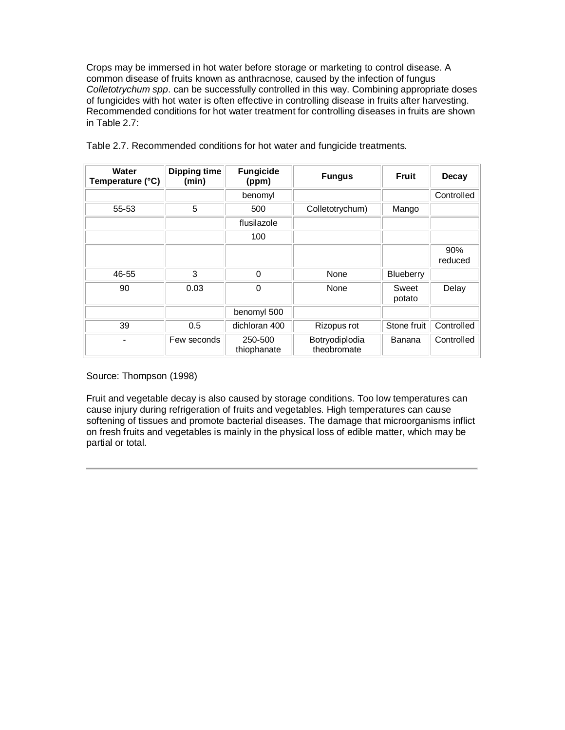Crops may be immersed in hot water before storage or marketing to control disease. A common disease of fruits known as anthracnose, caused by the infection of fungus *Colletotrychum spp*. can be successfully controlled in this way. Combining appropriate doses of fungicides with hot water is often effective in controlling disease in fruits after harvesting. Recommended conditions for hot water treatment for controlling diseases in fruits are shown in Table 2.7:

Table 2.7. Recommended conditions for hot water and fungicide treatments.

| Water Temperature (°C) | Dipping time (min) | Fungicide (ppm) | Fungus | Fruit | Decay |
|---|---|---|---|---|---|
| | | benomyl | | | Controlled |
| 55-53 | 5 | 500 | Colletotrychum) | Mango | |
| | | flusilazole | | | |
| | | 100 | | | |
| | | | | | 90% reduced |
| 46-55 | 3 | 0 | None | Blueberry | |
| 90 | 0.03 | 0 | None | Sweet potato | Delay |
| | | benomyl 500 | | | |
| 39 | 0.5 | dichloran 400 | Rizopus rot | Stone fruit | Controlled |
| - | Few seconds | 250-500 thiophanate | Botryodiplodia theobromate | Banana | Controlled |

Source: Thompson (1998)

Fruit and vegetable decay is also caused by storage conditions. Too low temperatures can cause injury during refrigeration of fruits and vegetables. High temperatures can cause softening of tissues and promote bacterial diseases. The damage that microorganisms inflict on fresh fruits and vegetables is mainly in the physical loss of edible matter, which may be partial or total.

---